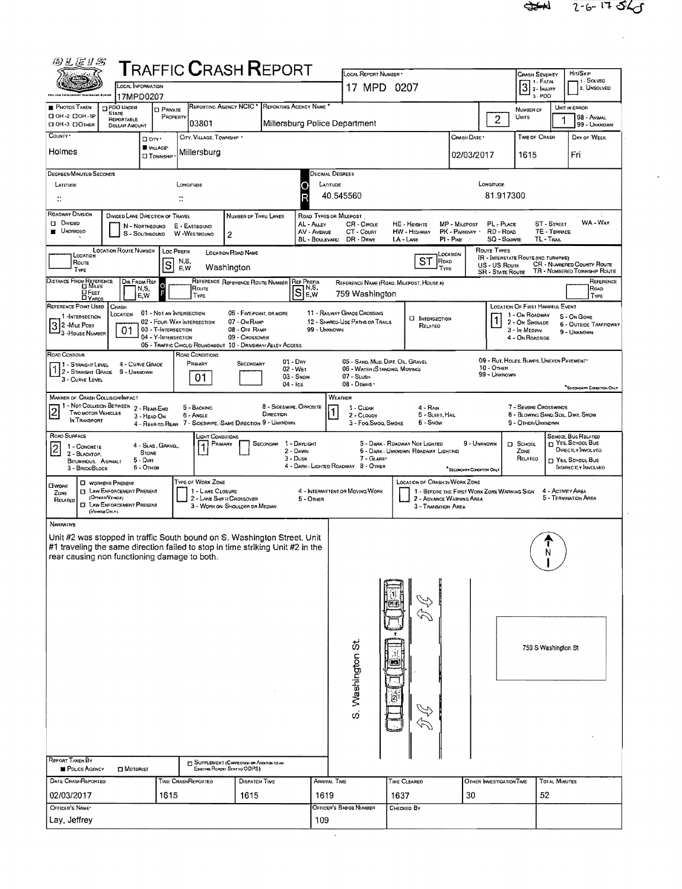2-6-17

# TRAFFIC CRASH REPORT

| Field | Value |
|---|---|
| Local Information | 17MPD0207 |
| Local Report Number | 17 MPD 0207 |
| Crash Severity | 3 (1 - Fatal, 2 - Injury, 3 - PDO) |
| Hit/Skip | (1 - Solved, 2. Unsolved) |
| Reporting Agency NCIC | 03801 |
| Reporting Agency Name | Millersburg Police Department |
| Number of Units | 2 |
| Unit in Error | 1 (98 - Animal, 99 - Unknown) |
| County | Holmes |
| City, Village, Township | Village - Millersburg |
| Crash Date | 02/03/2017 |
| Time of Crash | 1615 |
| Day of Week | Fri |
| Decimal Degrees Latitude | 40.545560 |
| Decimal Degrees Longitude | 81.917300 |
| Roadway Division | Undivided |
| Number of Thru Lanes | 2 |
| Location Route Prefix | S |
| Location Road Name | Washington |
| Location Road Type | ST |
| Reference Prefix | S |
| Reference Name (Road, Milepost, House #) | 759 Washington |
| Reference Point Used | 3 - House Number |
| Crash Location | 01 - Not an Intersection |
| Location of First Harmful Event | 1 - On Roadway |
| Road Contour | 1 - Straight Level |
| Road Conditions Primary | 01 - Dry |
| Manner of Crash Collision/Impact | 2 - Rear-End |
| Weather | 1 - Clear |
| Road Surface | 2 - Blacktop, Bituminous, Asphalt |
| Light Conditions Primary | 1 - Daylight |

## Narrative

Unit #2 was stopped in traffic South bound on S. Washington Street. Unit #1 traveling the same direction failed to stop in time striking Unit #2 in the rear causing non functioning damage to both.

Diagram labels: S. Washington St. — 759 S Washington St — N

| Report Taken By | Police Agency |
|---|---|
| Date Crash Reported | 02/03/2017 |
| Time Crash Reported | 1615 |
| Dispatch Time | 1615 |
| Arrival Time | 1619 |
| Time Cleared | 1637 |
| Other Investigation Time | 30 |
| Total Minutes | 52 |
| Officer's Name | Lay, Jeffrey |
| Officer's Badge Number | 109 |
| Checked By | |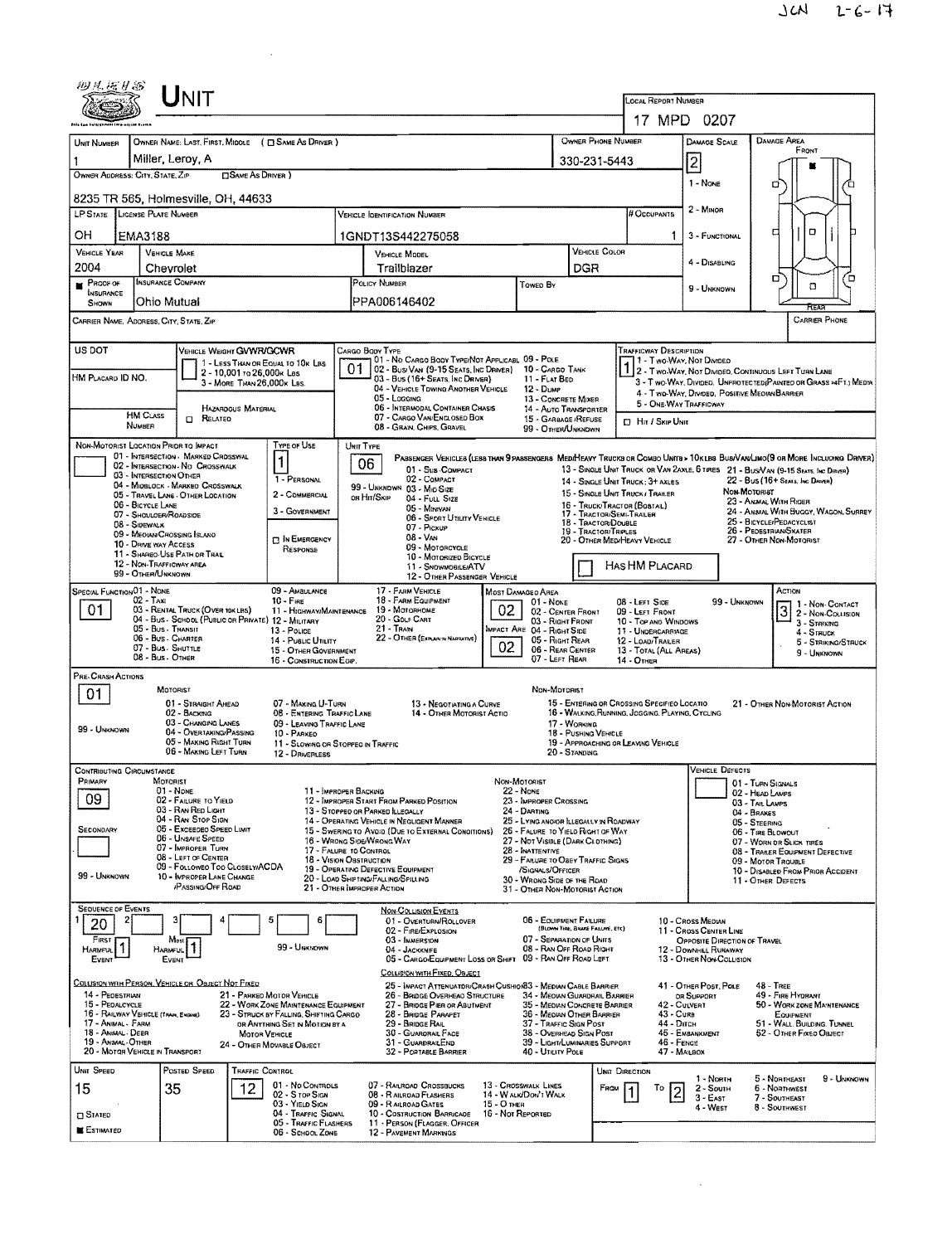JCN 2-6-17

# UNIT

**LOCAL REPORT NUMBER:** 17 MPD 0207

| UNIT NUMBER | OWNER NAME: LAST, FIRST, MIDDLE (☐ SAME AS DRIVER) | OWNER PHONE NUMBER | DAMAGE SCALE | DAMAGE AREA |
|---|---|---|---|---|
| 1 | Miller, Leroy, A | 330-231-5443 | 2 | FRONT |

**OWNER ADDRESS: CITY, STATE, ZIP** (☐ SAME AS DRIVER): 8235 TR 565, Holmesville, OH, 44633

DAMAGE SCALE: 1 - NONE, 2 - MINOR, 3 - FUNCTIONAL, 4 - DISABLING, 9 - UNKNOWN

| LP STATE | LICENSE PLATE NUMBER | VEHICLE IDENTIFICATION NUMBER | # OCCUPANTS |
|---|---|---|---|
| OH | EMA3188 | 1GNDT13S442275058 | 1 |

| VEHICLE YEAR | VEHICLE MAKE | VEHICLE MODEL | VEHICLE COLOR |
|---|---|---|---|
| 2004 | Chevrolet | Trailblazer | DGR |

| ■ PROOF OF INSURANCE SHOWN | INSURANCE COMPANY | POLICY NUMBER | TOWED BY |
|---|---|---|---|
| | Ohio Mutual | PPA006146402 | |

CARRIER NAME, ADDRESS, CITY, STATE, ZIP | CARRIER PHONE

US DOT | HM PLACARD ID NO. | HM CLASS NUMBER | ☐ RELATED (HAZARDOUS MATERIAL)

**VEHICLE WEIGHT GVWR/GCWR:** 1 - LESS THAN OR EQUAL TO 10K LBS; 2 - 10,001 TO 26,000K LBS; 3 - MORE THAN 26,000K LBS.

**CARGO BODY TYPE:** 01
01 - NO CARGO BODY TYPE/NOT APPLICABL; 02 - BUS/VAN (9-15 SEATS, INC DRIVER); 03 - BUS (16+ SEATS, INC DRIVER); 04 - VEHICLE TOWING ANOTHER VEHICLE; 05 - LOGGING; 06 - INTERMODAL CONTAINER CHASIS; 07 - CARGO VAN/ENCLOSED BOX; 08 - GRAIN, CHIPS, GRAVEL; 09 - POLE; 10 - CARGO TANK; 11 - FLAT BED; 12 - DUMP; 13 - CONCRETE MIXER; 14 - AUTO TRANSPORTER; 15 - GARBAGE/REFUSE; 99 - OTHER/UNKNOWN

**TRAFFICWAY DESCRIPTION:** 1
1 - TWO-WAY, NOT DIVIDED; 2 - TWO-WAY, NOT DIVIDED, CONTINUOUS LEFT TURN LANE; 3 - TWO-WAY, DIVIDED, UNPROTECTED(PAINTED OR GRASS >4FT.) MEDIA; 4 - TWO-WAY, DIVIDED, POSITIVE MEDIAN BARRIER; 5 - ONE-WAY TRAFFICWAY
☐ HIT / SKIP UNIT

**NON-MOTORIST LOCATION PRIOR TO IMPACT:** 01 - INTERSECTION - MARKED CROSSWALK; 02 - INTERSECTION - NO CROSSWALK; 03 - INTERSECTION OTHER; 04 - MIDBLOCK - MARKED CROSSWALK; 05 - TRAVEL LANE - OTHER LOCATION; 06 - BICYCLE LANE; 07 - SHOULDER/ROADSIDE; 08 - SIDEWALK; 09 - MEDIAN/CROSSING ISLAND; 10 - DRIVE WAY ACCESS; 11 - SHARED-USE PATH OR TRAIL; 12 - NON-TRAFFICWAY AREA; 99 - OTHER/UNKNOWN

**TYPE OF USE:** 1
1 - PERSONAL; 2 - COMMERCIAL; 3 - GOVERNMENT; ☐ IN EMERGENCY RESPONSE

**UNIT TYPE:** 06
PASSENGER VEHICLES (LESS THAN 9 PASSENGERS MED/HEAVY TRUCKS OR COMBO UNITS > 10K LBS BUS/VAN/LIMO(9 OR MORE INCLUDING DRIVER)): 01 - SUB-COMPACT; 02 - COMPACT; 99 - UNKNOWN 03 - MID SIZE; OR HIT/SKIP 04 - FULL SIZE; 05 - MINIVAN; 06 - SPORT UTILITY VEHICLE; 07 - PICKUP; 08 - VAN; 09 - MOTORCYCLE; 10 - MOTORIZED BICYCLE; 11 - SNOWMOBILE/ATV; 12 - OTHER PASSENGER VEHICLE; 13 - SINGLE UNIT TRUCK OR VAN 2AXLE, 6 TIRES; 14 - SINGLE UNIT TRUCK: 3+ AXLES; 15 - SINGLE UNIT TRUCK / TRAILER; 16 - TRUCK/TRACTOR (BOBTAIL); 17 - TRACTOR/SEMI-TRAILER; 18 - TRACTOR/DOUBLE; 19 - TRACTOR/TRIPLES; 20 - OTHER MED/HEAVY VEHICLE; 21 - BUS/VAN (9-15 SEATS, INC DRIVER); 22 - BUS (16+ SEATS, INC DRIVER); NON-MOTORIST: 23 - ANIMAL WITH RIDER; 24 - ANIMAL WITH BUGGY, WAGON, SURREY; 25 - BICYCLE/PEDACYCLIST; 26 - PEDESTRIAN/SKATER; 27 - OTHER NON-MOTORIST
☐ HAS HM PLACARD

**SPECIAL FUNCTION:** 01
01 - NONE; 02 - TAXI; 03 - RENTAL TRUCK (OVER 10K LBS); 04 - BUS - SCHOOL (PUBLIC OR PRIVATE); 05 - BUS - TRANSIT; 06 - BUS - CHARTER; 07 - BUS - SHUTTLE; 08 - BUS - OTHER; 09 - AMBULANCE; 10 - FIRE; 11 - HIGHWAY/MAINTENANCE; 12 - MILITARY; 13 - POLICE; 14 - PUBLIC UTILITY; 15 - OTHER GOVERNMENT; 16 - CONSTRUCTION EQIP.; 17 - FARM VEHICLE; 18 - FARM EQUIPMENT; 19 - MOTORHOME; 20 - GOLF CART; 21 - TRAIN; 22 - OTHER (EXPLAIN IN NARRATIVE)

**MOST DAMAGED AREA:** 02 | **IMPACT ARE:** 02
01 - NONE; 02 - CENTER FRONT; 03 - RIGHT FRONT; 04 - RIGHT SIDE; 05 - RIGHT REAR; 06 - REAR CENTER; 07 - LEFT REAR; 08 - LEFT SIDE; 09 - LEFT FRONT; 10 - TOP AND WINDOWS; 11 - UNDERCARRIAGE; 12 - LOAD/TRAILER; 13 - TOTAL (ALL AREAS); 14 - OTHER; 99 - UNKNOWN

**ACTION:** 3
1 - NON-CONTACT; 2 - NON-COLLISION; 3 - STRIKING; 4 - STRUCK; 5 - STRIKING/STRUCK; 9 - UNKNOWN

**PRE-CRASH ACTIONS:** 01
MOTORIST: 01 - STRAIGHT AHEAD; 02 - BACKING; 03 - CHANGING LANES; 04 - OVERTAKING/PASSING; 05 - MAKING RIGHT TURN; 06 - MAKING LEFT TURN; 07 - MAKING U-TURN; 08 - ENTERING TRAFFIC LANE; 09 - LEAVING TRAFFIC LANE; 10 - PARKED; 11 - SLOWING OR STOPPED IN TRAFFIC; 12 - DRIVERLESS; 13 - NEGOTIATING A CURVE; 14 - OTHER MOTORIST ACTIO; 99 - UNKNOWN
NON-MOTORIST: 15 - ENTERING OR CROSSING SPECIFIED LOCATIO; 16 - WALKING, RUNNING, JOGGING, PLAYING, CYCLING; 17 - WORKING; 18 - PUSHING VEHICLE; 19 - APPROACHING OR LEAVING VEHICLE; 20 - STANDING; 21 - OTHER NON-MOTORIST ACTION

**CONTRIBUTING CIRCUMSTANCE — PRIMARY:** 09 | **SECONDARY:**
MOTORIST: 01 - NONE; 02 - FAILURE TO YIELD; 03 - RAN RED LIGHT; 04 - RAN STOP SIGN; 05 - EXCEEDED SPEED LIMIT; 06 - UNSAFE SPEED; 07 - IMPROPER TURN; 08 - LEFT OF CENTER; 09 - FOLLOWED TOO CLOSELY/ACDA; 10 - IMPROPER LANE CHANGE /PASSING/OFF ROAD; 11 - IMPROPER BACKING; 12 - IMPROPER START FROM PARKED POSITION; 13 - STOPPED OR PARKED ILLEGALLY; 14 - OPERATING VEHICLE IN NEGLIGENT MANNER; 15 - SWERING TO AVOID (DUE TO EXTERNAL CONDITIONS); 16 - WRONG SIDE/WRONG WAY; 17 - FALURE TO CONTROL; 18 - VISION OBSTRUCTION; 19 - OPERATING DEFECTIVE EQUIPMENT; 20 - LOAD SHIFTING/FALLING/SPILLING; 21 - OTHER IMPROPER ACTION; 99 - UNKNOWN
NON-MOTORIST: 22 - NONE; 23 - IMPROPER CROSSING; 24 - DARTING; 25 - LYING AND/OR ILLEGALLY IN ROADWAY; 26 - FALURE TO YIELD RIGHT OF WAY; 27 - NOT VISIBLE (DARK CLOTHING); 28 - INATTENTIVE; 29 - FAILURE TO OBEY TRAFFIC SIGNS /SIGNALS/OFFICER; 30 - WRONG SIDE OF THE ROAD; 31 - OTHER NON-MOTORIST ACTION

**VEHICLE DEFECTS:** 01 - TURN SIGNALS; 02 - HEAD LAMPS; 03 - TAIL LAMPS; 04 - BRAKES; 05 - STEERING; 06 - TIRE BLOWOUT; 07 - WORN OR SLICK TIRES; 08 - TRAILER EQUIPMENT DEFECTIVE; 09 - MOTOR TROUBLE; 10 - DISABLED FROM PRIOR ACCIDENT; 11 - OTHER DEFECTS

**SEQUENCE OF EVENTS:** 1: 20 | 2: | 3: | 4: | 5: | 6:
FIRST HARMFUL EVENT: 1 | MOST HARMFUL EVENT: 1 | 99 - UNKNOWN

NON-COLLISION EVENTS: 01 - OVERTURN/ROLLOVER; 02 - FIRE/EXPLOSION; 03 - IMMERSION; 04 - JACKKNIFE; 05 - CARGO/EQUIPMENT LOSS OR SHIFT; 06 - EQUIPMENT FAILURE (BLOWN TIRE, BRAKE FAILURE, ETC); 07 - SEPARATION OF UNITS; 08 - RAN OFF ROAD RIGHT; 09 - RAN OFF ROAD LEFT; 10 - CROSS MEDIAN; 11 - CROSS CENTER LINE OPPOSITE DIRECTION OF TRAVEL; 12 - DOWNHILL RUNAWAY; 13 - OTHER NON-COLLISION

COLLISION WITH PERSON, VEHICLE OR OBJECT NOT FIXED: 14 - PEDESTRIAN; 15 - PEDALCYCLE; 16 - RAILWAY VEHICLE (TRAIN, ENGINE); 17 - ANIMAL - FARM; 18 - ANIMAL - DEER; 19 - ANIMAL - OTHER; 20 - MOTOR VEHICLE IN TRANSPORT; 21 - PARKED MOTOR VEHICLE; 22 - WORK ZONE MAINTENANCE EQUIPMENT; 23 - STRUCK BY FALLING, SHIFTING CARGO OR ANYTHING SET IN MOTION BY A MOTOR VEHICLE; 24 - OTHER MOVABLE OBJECT

COLLISION WITH FIXED, OBJECT: 25 - IMPACT ATTENUATOR/CRASH CUSHION; 26 - BRIDGE OVERHEAD STRUCTURE; 27 - BRIDGE PIER OR ABUTMENT; 28 - BRIDGE PARAPET; 29 - BRIDGE RAIL; 30 - GUARDRAIL FACE; 31 - GUARDRAIL END; 32 - PORTABLE BARRIER; 33 - MEDIAN CABLE BARRIER; 34 - MEDIAN GUARDRAIL BARRIER; 35 - MEDIAN CONCRETE BARRIER; 36 - MEDIAN OTHER BARRIER; 37 - TRAFFIC SIGN POST; 38 - OVERHEAD SIGN POST; 39 - LIGHT/LUMINARIES SUPPORT; 40 - UTILITY POLE; 41 - OTHER POST, POLE OR SUPPORT; 42 - CULVERT; 43 - CURB; 44 - DITCH; 45 - EMBANKMENT; 46 - FENCE; 47 - MAILBOX; 48 - TREE; 49 - FIRE HYDRANT; 50 - WORK ZONE MAINTENANCE EQUIPMENT; 51 - WALL, BUILDING, TUNNEL; 52 - OTHER FIXED OBJECT

| UNIT SPEED | POSTED SPEED | TRAFFIC CONTROL | UNIT DIRECTION |
|---|---|---|---|
| 15 | 35 | 12 | FROM 1 TO 2 |

☐ STATED | ■ ESTIMATED

TRAFFIC CONTROL: 01 - NO CONTROLS; 02 - STOP SIGN; 03 - YIELD SIGN; 04 - TRAFFIC SIGNAL; 05 - TRAFFIC FLASHERS; 06 - SCHOOL ZONE; 07 - RAILROAD CROSSBUCKS; 08 - RAILROAD FLASHERS; 09 - RAILROAD GATES; 10 - COSTRUCTION BARRICADE; 11 - PERSON (FLAGGER, OFFICER); 12 - PAVEMENT MARKINGS; 13 - CROSSWALK LINES; 14 - WALK/DON'T WALK; 15 - OTHER; 16 - NOT REPORTED

UNIT DIRECTION: 1 - NORTH; 2 - SOUTH; 3 - EAST; 4 - WEST; 5 - NORTHEAST; 6 - NORTHWEST; 7 - SOUTHEAST; 8 - SOUTHWEST; 9 - UNKNOWN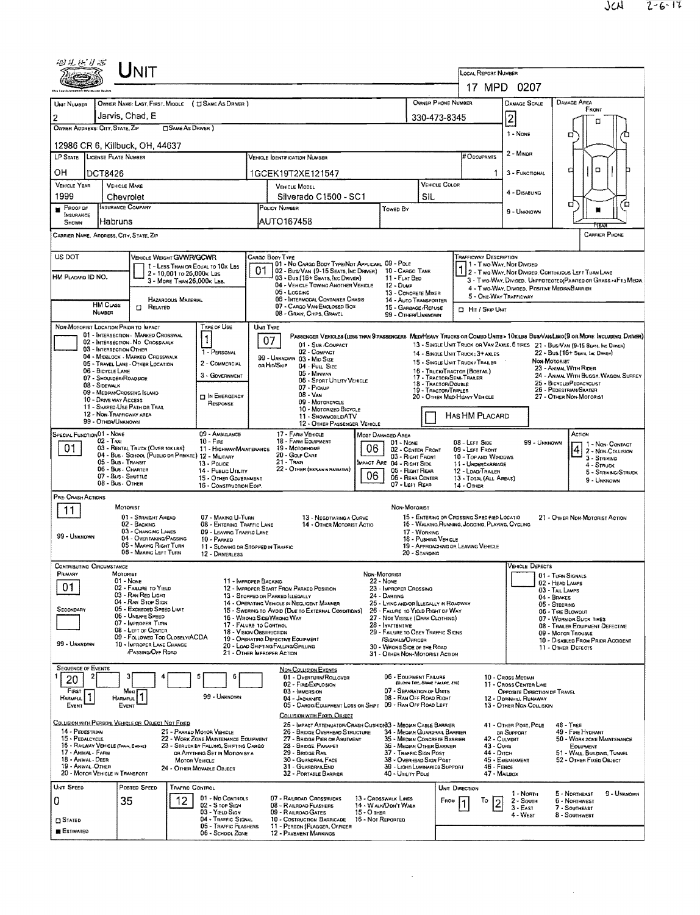JCH 2-6-17

# UNIT

| LOCAL REPORT NUMBER |
|---|
| 17 MPD 0207 |

| UNIT NUMBER | OWNER NAME: LAST, FIRST, MIDDLE (☐ SAME AS DRIVER) | OWNER PHONE NUMBER | DAMAGE SCALE | DAMAGE AREA |
|---|---|---|---|---|
| 2 | Jarvis, Chad, E | 330-473-8345 | 2 | FRONT |

OWNER ADDRESS: CITY, STATE, ZIP ☐ SAME AS DRIVER )
12986 CR 6, Killbuck, OH, 44637

DAMAGE SCALE: 1 - NONE, 2 - MINOR, 3 - FUNCTIONAL, 4 - DISABLING, 9 - UNKNOWN

| LP STATE | LICENSE PLATE NUMBER | VEHICLE IDENTIFICATION NUMBER | # OCCUPANTS |
|---|---|---|---|
| OH | DCT8426 | 1GCEK19T2XE121547 | 1 |

| VEHICLE YEAR | VEHICLE MAKE | VEHICLE MODEL | VEHICLE COLOR |
|---|---|---|---|
| 1999 | Chevrolet | Silverado C1500 - SC1 | SIL |

| ■ PROOF OF INSURANCE SHOWN | INSURANCE COMPANY | POLICY NUMBER | TOWED BY |
|---|---|---|---|
| | Habruns | AUTO167458 | |

CARRIER NAME, ADDRESS, CITY, STATE, ZIP — CARRIER PHONE

US DOT — VEHICLE WEIGHT GVWR/GCWR: 1 - LESS THAN OR EQUAL TO 10K LBS; 2 - 10,001 TO 26,000K LBS; 3 - MORE THAN 26,000K LBS.

HM PLACARD ID NO. — HM CLASS NUMBER — ☐ RELATED — HAZARDOUS MATERIAL

CARGO BODY TYPE: **01** — 01 - NO CARGO BODY TYPE/NOT APPLICABL; 02 - BUS/VAN (9-15 SEATS, INC DRIVER); 03 - BUS (16+ SEATS, INC DRIVER); 04 - VEHICLE TOWING ANOTHER VEHICLE; 05 - LOGGING; 06 - INTERMODAL CONTAINER CHASIS; 07 - CARGO VAN/ENCLOSED BOX; 08 - GRAIN, CHIPS, GRAVEL; 09 - POLE; 10 - CARGO TANK; 11 - FLAT BED; 12 - DUMP; 13 - CONCRETE MIXER; 14 - AUTO TRANSPORTER; 15 - GARBAGE/REFUSE; 99 - OTHER/UNKNOWN

TRAFFICWAY DESCRIPTION: **1** — 1 - TWO-WAY, NOT DIVIDED; 2 - TWO-WAY, NOT DIVIDED, CONTINUOUS LEFT TURN LANE; 3 - TWO-WAY, DIVIDED, UNPROTECTED (PAINTED OR GRASS >4FT.) MEDIA; 4 - TWO-WAY, DIVIDED, POSITIVE MEDIAN BARRIER; 5 - ONE-WAY TRAFFICWAY; ☐ HIT / SKIP UNIT

NON-MOTORIST LOCATION PRIOR TO IMPACT: 01 - INTERSECTION - MARKED CROSSWAL; 02 - INTERSECTION - NO CROSSWALK; 03 - INTERSECTION OTHER; 04 - MIDBLOCK - MARKED CROSSWALK; 05 - TRAVEL LANE - OTHER LOCATION; 06 - BICYCLE LANE; 07 - SHOULDER/ROADSIDE; 08 - SIDEWALK; 09 - MEDIAN/CROSSING ISLAND; 10 - DRIVE WAY ACCESS; 11 - SHARED-USE PATH OR TRAIL; 12 - NON-TRAFFICWAY AREA; 99 - OTHER/UNKNOWN

TYPE OF USE: **1** — 1 - PERSONAL; 2 - COMMERCIAL; 3 - GOVERNMENT; ☐ IN EMERGENCY RESPONSE

UNIT TYPE: **07** — PASSENGER VEHICLES (LESS THAN 9 PASSENGERS MED/HEAVY TRUCKS OR COMBO UNITS > 10K LBS BUS/VAN/LIMO (9 OR MORE INCLUDING DRIVER): 01 - SUB-COMPACT; 02 - COMPACT; 99 - UNKNOWN 03 - MID SIZE; OR HIT/SKIP 04 - FULL SIZE; 05 - MINIVAN; 06 - SPORT UTILITY VEHICLE; 07 - PICKUP; 08 - VAN; 09 - MOTORCYCLE; 10 - MOTORIZED BICYCLE; 11 - SNOWMOBILE/ATV; 12 - OTHER PASSENGER VEHICLE; 13 - SINGLE UNIT TRUCK OR VAN 2AXLE, 6 TIRES; 14 - SINGLE UNIT TRUCK: 3+ AXLES; 15 - SINGLE UNIT TRUCK / TRAILER; 16 - TRUCK/TRACTOR (BOBTAIL); 17 - TRACTOR/SEMI-TRAILER; 18 - TRACTOR/DOUBLE; 19 - TRACTOR/TRIPLES; 20 - OTHER MED/HEAVY VEHICLE; 21 - BUS/VAN (9-15 SEATS, INC DRIVER); 22 - BUS (16+ SEATS, INC DRIVER); NON-MOTORIST: 23 - ANIMAL WITH RIDER; 24 - ANIMAL WITH BUGGY, WAGON, SURREY; 25 - BICYCLE/PEDACYCLIST; 26 - PEDESTRIAN/SKATER; 27 - OTHER NON-MOTORIST; ☐ HAS HM PLACARD

SPECIAL FUNCTION: **01** — 01 - NONE; 02 - TAXI; 03 - RENTAL TRUCK (OVER 10K LBS); 04 - BUS - SCHOOL (PUBLIC OR PRIVATE); 05 - BUS - TRANSIT; 06 - BUS - CHARTER; 07 - BUS - SHUTTLE; 08 - BUS - OTHER; 09 - AMBULANCE; 10 - FIRE; 11 - HIGHWAY/MAINTENANCE; 12 - MILITARY; 13 - POLICE; 14 - PUBLIC UTILITY; 15 - OTHER GOVERNMENT; 16 - CONSTRUCTION EQIP.; 17 - FARM VEHICLE; 18 - FARM EQUIPMENT; 19 - MOTORHOME; 20 - GOLF CART; 21 - TRAIN; 22 - OTHER (EXPLAIN IN NARRATIVE)

MOST DAMAGED AREA: **06** — 01 - NONE; 02 - CENTER FRONT; 03 - RIGHT FRONT; IMPACT ARE 04 - RIGHT SIDE; 05 - RIGHT REAR; 06 - REAR CENTER; 07 - LEFT REAR; 08 - LEFT SIDE; 09 - LEFT FRONT; 10 - TOP AND WINDOWS; 11 - UNDERCARRIAGE; 12 - LOAD/TRAILER; 13 - TOTAL (ALL AREAS); 14 - OTHER; 99 - UNKNOWN

IMPACT AREA: **06**

ACTION: **4** — 1 - NON-CONTACT; 2 - NON-COLLISION; 3 - STRIKING; 4 - STRUCK; 5 - STRIKING/STRUCK; 9 - UNKNOWN

PRE-CRASH ACTIONS: **11**
MOTORIST: 01 - STRAIGHT AHEAD; 02 - BACKING; 03 - CHANGING LANES; 04 - OVERTAKING/PASSING; 05 - MAKING RIGHT TURN; 06 - MAKING LEFT TURN; 07 - MAKING U-TURN; 08 - ENTERING TRAFFIC LANE; 09 - LEAVING TRAFFIC LANE; 10 - PARKED; 11 - SLOWING OR STOPPED IN TRAFFIC; 12 - DRIVERLESS; 13 - NEGOTIATING A CURVE; 14 - OTHER MOTORIST ACTIO; 99 - UNKNOWN
NON-MOTORIST: 15 - ENTERING OR CROSSING SPECIFIED LOCATIO; 16 - WALKING, RUNNING, JOGGING, PLAYING, CYCLING; 17 - WORKING; 18 - PUSHING VEHICLE; 19 - APPROACHING OR LEAVING VEHICLE; 20 - STANDING; 21 - OTHER NON-MOTORIST ACTION

CONTRIBUTING CIRCUMSTANCE: PRIMARY **01**; SECONDARY (blank)
MOTORIST: 01 - NONE; 02 - FAILURE TO YIELD; 03 - RAN RED LIGHT; 04 - RAN STOP SIGN; 05 - EXCEEDED SPEED LIMIT; 06 - UNSAFE SPEED; 07 - IMPROPER TURN; 08 - LEFT OF CENTER; 09 - FOLLOWED TOO CLOSELY/ACDA; 10 - IMPROPER LANE CHANGE /PASSING/OFF ROAD; 11 - IMPROPER BACKING; 12 - IMPROPER START FROM PARKED POSITION; 13 - STOPPED OR PARKED ILLEGALLY; 14 - OPERATING VEHICLE IN NEGLIGENT MANNER; 15 - SWERING TO AVOID (DUE TO EXTERNAL CONDITIONS); 16 - WRONG SIDE/WRONG WAY; 17 - FAILURE TO CONTROL; 18 - VISION OBSTRUCTION; 19 - OPERATING DEFECTIVE EQUIPMENT; 20 - LOAD SHIFTING/FALLING/SPILLING; 21 - OTHER IMPROPER ACTION; 99 - UNKNOWN
NON-MOTORIST: 22 - NONE; 23 - IMPROPER CROSSING; 24 - DARTING; 25 - LYING AND/OR ILLEGALLY IN ROADWAY; 26 - FAILURE TO YIELD RIGHT OF WAY; 27 - NOT VISIBLE (DARK CLOTHING); 28 - INATTENTIVE; 29 - FAILURE TO OBEY TRAFFIC SIGNS /SIGNALS/OFFICER; 30 - WRONG SIDE OF THE ROAD; 31 - OTHER NON-MOTORIST ACTION

VEHICLE DEFECTS: 01 - TURN SIGNALS; 02 - HEAD LAMPS; 03 - TAIL LAMPS; 04 - BRAKES; 05 - STEERING; 06 - TIRE BLOWOUT; 07 - WORN OR SLICK TIRES; 08 - TRAILER EQUIPMENT DEFECTIVE; 09 - MOTOR TROUBLE; 10 - DISABLED FROM PRIOR ACCIDENT; 11 - OTHER DEFECTS

SEQUENCE OF EVENTS: 1: **20**; 2: ; 3: ; 4: ; 5: ; 6:
FIRST HARMFUL EVENT: **1** — MOST HARMFUL EVENT: **1** — 99 - UNKNOWN

NON-COLLISION EVENTS: 01 - OVERTURN/ROLLOVER; 02 - FIRE/EXPLOSION; 03 - IMMERSION; 04 - JACKKNIFE; 05 - CARGO/EQUIPMENT LOSS OR SHIFT; 06 - EQUIPMENT FAILURE (BLOWN TIRE, BRAKE FAILURE, ETC); 07 - SEPARATION OF UNITS; 08 - RAN OFF ROAD RIGHT; 09 - RAN OFF ROAD LEFT; 10 - CROSS MEDIAN; 11 - CROSS CENTER LINE OPPOSITE DIRECTION OF TRAVEL; 12 - DOWNHILL RUNAWAY; 13 - OTHER NON-COLLISION

COLLISION WITH PERSON, VEHICLE OR OBJECT NOT FIXED: 14 - PEDESTRIAN; 15 - PEDALCYCLE; 16 - RAILWAY VEHICLE (TRAIN, ENGINE); 17 - ANIMAL - FARM; 18 - ANIMAL - DEER; 19 - ANIMAL - OTHER; 20 - MOTOR VEHICLE IN TRANSPORT; 21 - PARKED MOTOR VEHICLE; 22 - WORK ZONE MAINTENANCE EQUIPMENT; 23 - STRUCK BY FALLING, SHIFTING CARGO OR ANYTHING SET IN MOTION BY A MOTOR VEHICLE; 24 - OTHER MOVABLE OBJECT

COLLISION WITH FIXED, OBJECT: 25 - IMPACT ATTENUATOR/CRASH CUSHION; 26 - BRIDGE OVERHEAD STRUCTURE; 27 - BRIDGE PIER OR ABUTMENT; 28 - BRIDGE PARAPET; 29 - BRIDGE RAIL; 30 - GUARDRAIL FACE; 31 - GUARDRAILEND; 32 - PORTABLE BARRIER; 33 - MEDIAN CABLE BARRIER; 34 - MEDIAN GUARDRAIL BARRIER; 35 - MEDIAN CONCRETE BARRIER; 36 - MEDIAN OTHER BARRIER; 37 - TRAFFIC SIGN POST; 38 - OVERHEAD SIGN POST; 39 - LIGHT/LUMINARIES SUPPORT; 40 - UTILITY POLE; 41 - OTHER POST, POLE OR SUPPORT; 42 - CULVERT; 43 - CURB; 44 - DITCH; 45 - EMBANKMENT; 46 - FENCE; 47 - MAILBOX; 48 - TREE; 49 - FIRE HYDRANT; 50 - WORK ZONE MAINTENANCE EQUIPMENT; 51 - WALL, BUILDING, TUNNEL; 52 - OTHER FIXED OBJECT

| UNIT SPEED | POSTED SPEED | TRAFFIC CONTROL | UNIT DIRECTION |
|---|---|---|---|
| 0 | 35 | 12 | FROM 1 TO 2 |

☐ STATED ■ ESTIMATED

TRAFFIC CONTROL: 01 - NO CONTROLS; 02 - STOP SIGN; 03 - YIELD SIGN; 04 - TRAFFIC SIGNAL; 05 - TRAFFIC FLASHERS; 06 - SCHOOL ZONE; 07 - RAILROAD CROSSBUCKS; 08 - RAILROAD FLASHERS; 09 - RAILROAD GATES; 10 - COSTRUCTION BARRICADE; 11 - PERSON (FLAGGER, OFFICER; 12 - PAVEMENT MARKINGS; 13 - CROSSWALK LINES; 14 - WALK/DON'T WALK; 15 - OTHER; 16 - NOT REPORTED

UNIT DIRECTION: 1 - NORTH; 2 - SOUTH; 3 - EAST; 4 - WEST; 5 - NORTHEAST; 6 - NORTHWEST; 7 - SOUTHEAST; 8 - SOUTHWEST; 9 - UNKNOWN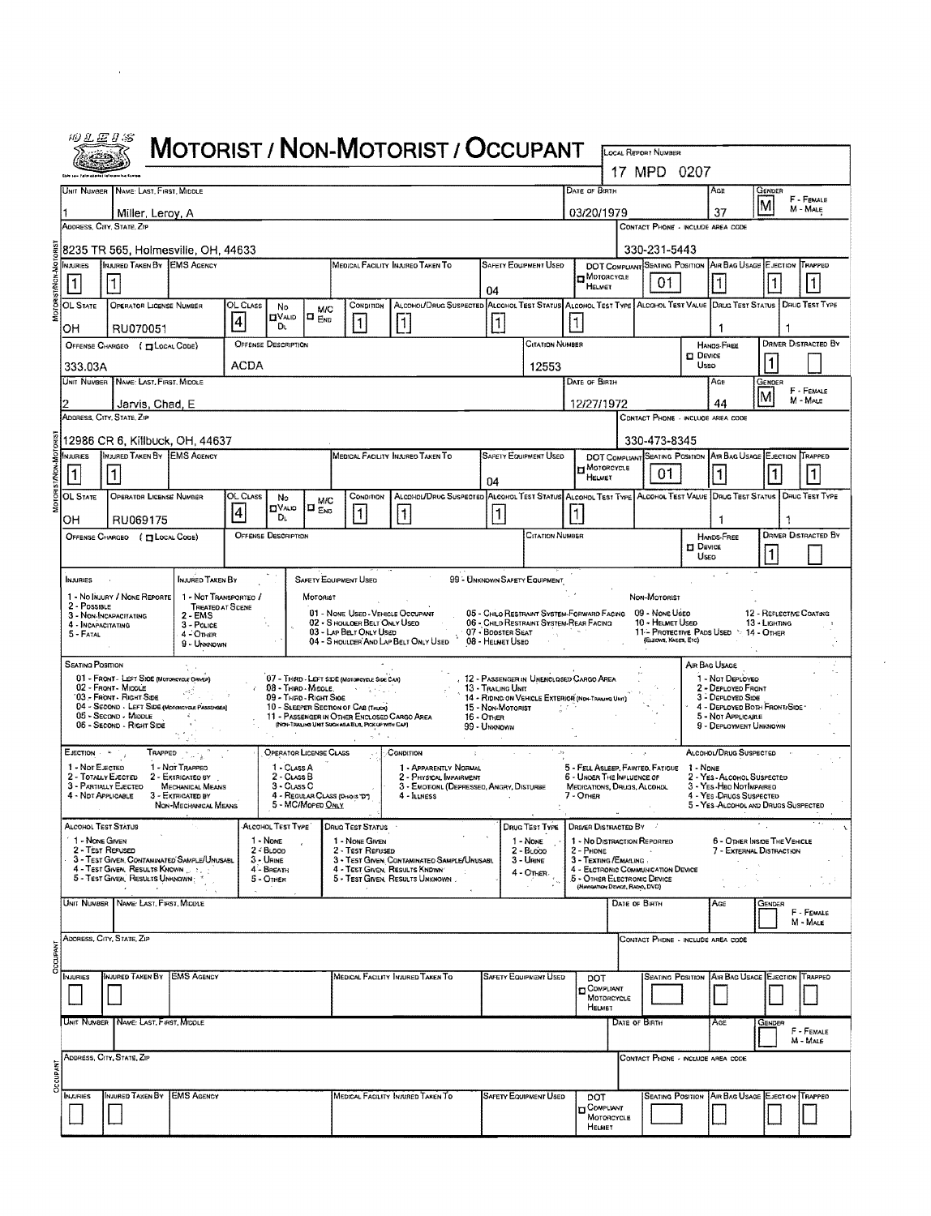# MOTORIST / NON-MOTORIST / OCCUPANT

OLEIS

Local Report Number: 17 MPD 0207

## Motorist/Non-Motorist

| Unit Number | Name: Last, First, Middle | Date of Birth | Age | Gender |
|---|---|---|---|---|
| 1 | Miller, Leroy, A | 03/20/1979 | 37 | M |

F - Female, M - Male

| Address, City, State, Zip | Contact Phone - Include Area Code |
|---|---|
| 8235 TR 565, Holmesville, OH, 44633 | 330-231-5443 |

| Injuries | Injured Taken By | EMS Agency | Medical Facility Injured Taken To | Safety Equipment Used | DOT Compliant Motorcycle Helmet | Seating Position | Air Bag Usage | Ejection | Trapped |
|---|---|---|---|---|---|---|---|---|---|
| 1 | 1 | | | 04 | | 01 | 1 | 1 | 1 |

| OL State | Operator License Number | OL Class | No Valid DL | M/C End | Condition | Alcohol/Drug Suspected | Alcohol Test Status | Alcohol Test Type | Alcohol Test Value | Drug Test Status | Drug Test Type |
|---|---|---|---|---|---|---|---|---|---|---|---|
| OH | RU070051 | 4 | | | 1 | 1 | 1 | 1 | | 1 | 1 |

| Offense Charged (Local Code) | Offense Description | Citation Number | Hands-Free Device Used | Driver Distracted By |
|---|---|---|---|---|
| 333.03A | ACDA | 12553 | | 1 |

| Unit Number | Name: Last, First, Middle | Date of Birth | Age | Gender |
|---|---|---|---|---|
| 2 | Jarvis, Chad, E | 12/27/1972 | 44 | M |

| Address, City, State, Zip | Contact Phone - Include Area Code |
|---|---|
| 12986 CR 6, Killbuck, OH, 44637 | 330-473-8345 |

| Injuries | Injured Taken By | EMS Agency | Medical Facility Injured Taken To | Safety Equipment Used | DOT Compliant Motorcycle Helmet | Seating Position | Air Bag Usage | Ejection | Trapped |
|---|---|---|---|---|---|---|---|---|---|
| 1 | 1 | | | 04 | | 01 | 1 | 1 | 1 |

| OL State | Operator License Number | OL Class | No Valid DL | M/C End | Condition | Alcohol/Drug Suspected | Alcohol Test Status | Alcohol Test Type | Alcohol Test Value | Drug Test Status | Drug Test Type |
|---|---|---|---|---|---|---|---|---|---|---|---|
| OH | RU069175 | 4 | | | 1 | 1 | 1 | 1 | | 1 | 1 |

| Offense Charged (Local Code) | Offense Description | Citation Number | Hands-Free Device Used | Driver Distracted By |
|---|---|---|---|---|
| | | | | 1 |

## Codes

**Injuries:** 1 - No Injury / None Reported; 2 - Possible; 3 - Non-Incapacitating; 4 - Incapacitating; 5 - Fatal

**Injured Taken By:** 1 - Not Transported / Treated at Scene; 2 - EMS; 3 - Police; 4 - Other; 9 - Unknown

**Safety Equipment Used:** 99 - Unknown Safety Equipment

Motorist: 01 - None Used - Vehicle Occupant; 02 - Shoulder Belt Only Used; 03 - Lap Belt Only Used; 04 - Shoulder and Lap Belt Only Used; 05 - Child Restraint System-Forward Facing; 06 - Child Restraint System-Rear Facing; 07 - Booster Seat; 08 - Helmet Used

Non-Motorist: 09 - None Used; 10 - Helmet Used; 11 - Protective Pads Used (Elbows, Knees, Etc); 12 - Reflective Coating; 13 - Lighting; 14 - Other

**Seating Position:** 01 - Front - Left Side (Motorcycle Driver); 02 - Front - Middle; 03 - Front - Right Side; 04 - Second - Left Side (Motorcycle Passenger); 05 - Second - Middle; 06 - Second - Right Side; 07 - Third - Left Side (Motorcycle Side Car); 08 - Third - Middle; 09 - Third - Right Side; 10 - Sleeper Section of Cab (Truck); 11 - Passenger in Other Enclosed Cargo Area (Non-Trailing Unit Such as a Bus, Pick-up with Cap); 12 - Passenger in Unenclosed Cargo Area; 13 - Trailing Unit; 14 - Riding on Vehicle Exterior (Non-Trailing Unit); 15 - Non-Motorist; 16 - Other; 99 - Unknown

**Air Bag Usage:** 1 - Not Deployed; 2 - Deployed Front; 3 - Deployed Side; 4 - Deployed Both Front/Side; 5 - Not Applicable; 9 - Deployment Unknown

**Ejection:** 1 - Not Ejected; 2 - Totally Ejected; 3 - Partially Ejected; 4 - Not Applicable

**Trapped:** 1 - Not Trapped; 2 - Extricated by Mechanical Means; 3 - Extricated by Non-Mechanical Means

**Operator License Class:** 1 - Class A; 2 - Class B; 3 - Class C; 4 - Regular Class (Ohio's "D"); 5 - M/C/Moped Only

**Condition:** 1 - Apparently Normal; 2 - Physical Impairment; 3 - Emotionl (Depressed, Angry, Disturbe); 4 - Illness; 5 - Fell Asleep, Fainted, Fatigue; 6 - Under The Influence of Medications, Drugs, Alcohol; 7 - Other

**Alcohol/Drug Suspected:** 1 - None; 2 - Yes - Alcohol Suspected; 3 - Yes - Hbd Not Impaired; 4 - Yes - Drugs Suspected; 5 - Yes - Alcohol and Drugs Suspected

**Alcohol Test Status:** 1 - None Given; 2 - Test Refused; 3 - Test Given, Contaminated Sample/Unusabl; 4 - Test Given, Results Known; 5 - Test Given, Results Unknown

**Alcohol Test Type:** 1 - None; 2 - Blood; 3 - Urine; 4 - Breath; 5 - Other

**Drug Test Status:** 1 - None Given; 2 - Test Refused; 3 - Test Given, Contaminated Sample/Unusabl; 4 - Test Given, Results Known; 5 - Test Given, Results Unknown

**Drug Test Type:** 1 - None; 2 - Blood; 3 - Urine; 4 - Other

**Driver Distracted By:** 1 - No Distraction Reported; 2 - Phone; 3 - Texting/Emailing; 4 - Electronic Communication Device; 5 - Other Electronic Device (Navigation Device, Radio, DVD); 6 - Other Inside The Vehicle; 7 - External Distraction

## Occupant

| Unit Number | Name: Last, First, Middle | Date of Birth | Age | Gender |
|---|---|---|---|---|
| | | | | |

F - Female, M - Male

| Address, City, State, Zip | Contact Phone - Include Area Code |
|---|---|
| | |

| Injuries | Injured Taken By | EMS Agency | Medical Facility Injured Taken To | Safety Equipment Used | DOT Compliant Motorcycle Helmet | Seating Position | Air Bag Usage | Ejection | Trapped |
|---|---|---|---|---|---|---|---|---|---|
| | | | | | | | | | |

## Occupant

| Unit Number | Name: Last, First, Middle | Date of Birth | Age | Gender |
|---|---|---|---|---|
| | | | | |

F - Female, M - Male

| Address, City, State, Zip | Contact Phone - Include Area Code |
|---|---|
| | |

| Injuries | Injured Taken By | EMS Agency | Medical Facility Injured Taken To | Safety Equipment Used | DOT Compliant Motorcycle Helmet | Seating Position | Air Bag Usage | Ejection | Trapped |
|---|---|---|---|---|---|---|---|---|---|
| | | | | | | | | | |